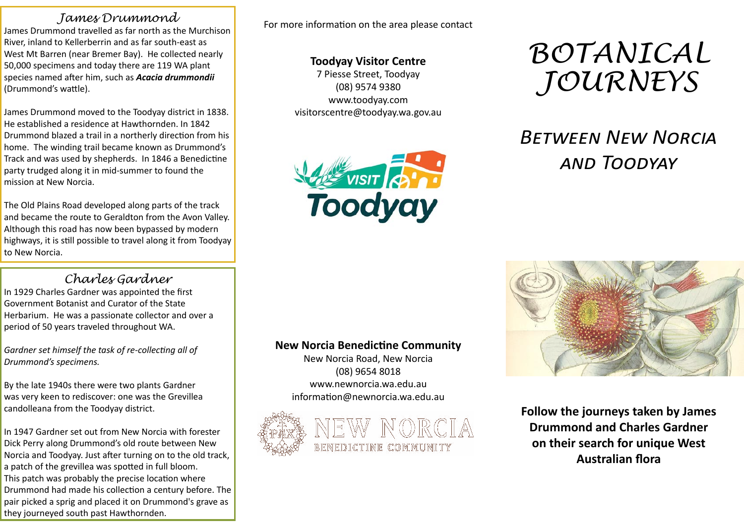# BOTANICAL JOURNEYS

## Between New Norcia and Toodyay

**Follow the journeys taken by James Drummond and Charles Gardner on their search for unique West Australian flora**

## James Drummond

James Drummond travelled as far north as the Murchison River, inland to Kellerberrin and as far south-east as West Mt Barren (near Bremer Bay). He collected nearly 50,000 specimens and today there are 119 WA plant species named after him, such as ***Acacia drummondii*** (Drummond's wattle).

James Drummond moved to the Toodyay district in 1838. He established a residence at Hawthornden. In 1842 Drummond blazed a trail in a northerly direction from his home. The winding trail became known as Drummond's Track and was used by shepherds. In 1846 a Benedictine party trudged along it in mid-summer to found the mission at New Norcia.

The Old Plains Road developed along parts of the track and became the route to Geraldton from the Avon Valley. Although this road has now been bypassed by modern highways, it is still possible to travel along it from Toodyay to New Norcia.

## Charles Gardner

In 1929 Charles Gardner was appointed the first Government Botanist and Curator of the State Herbarium. He was a passionate collector and over a period of 50 years traveled throughout WA.

*Gardner set himself the task of re-collecting all of Drummond's specimens.*

By the late 1940s there were two plants Gardner was very keen to rediscover: one was the Grevillea candolleana from the Toodyay district.

In 1947 Gardner set out from New Norcia with forester Dick Perry along Drummond's old route between New Norcia and Toodyay. Just after turning on to the old track, a patch of the grevillea was spotted in full bloom. This patch was probably the precise location where Drummond had made his collection a century before. The pair picked a sprig and placed it on Drummond's grave as they journeyed south past Hawthornden.

For more information on the area please contact

**Toodyay Visitor Centre**
7 Piesse Street, Toodyay
(08) 9574 9380
www.toodyay.com
visitorscentre@toodyay.wa.gov.au

VISIT Toodyay

**New Norcia Benedictine Community**
New Norcia Road, New Norcia
(08) 9654 8018
www.newnorcia.wa.edu.au
information@newnorcia.wa.edu.au

NEW NORCIA BENEDICTINE COMMUNITY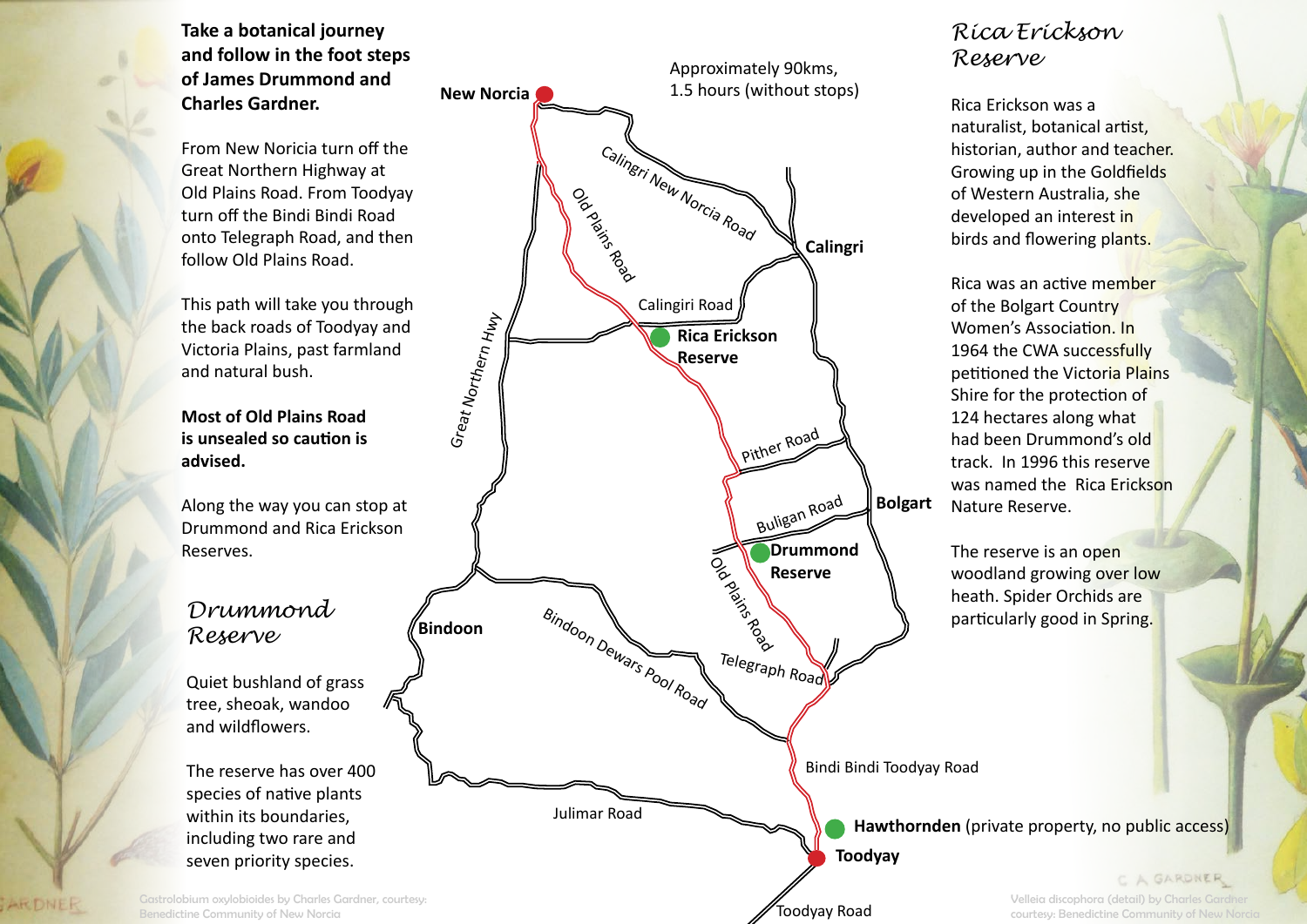**Take a botanical journey and follow in the foot steps of James Drummond and Charles Gardner.**

From New Noricia turn off the Great Northern Highway at Old Plains Road. From Toodyay turn off the Bindi Bindi Road onto Telegraph Road, and then follow Old Plains Road.

This path will take you through the back roads of Toodyay and Victoria Plains, past farmland and natural bush.

**Most of Old Plains Road is unsealed so caution is advised.**

Along the way you can stop at Drummond and Rica Erickson Reserves.

## Drummond Reserve

Quiet bushland of grass tree, sheoak, wandoo and wildflowers.

The reserve has over 400 species of native plants within its boundaries, including two rare and seven priority species.

Approximately 90kms, 1.5 hours (without stops)

New Norcia

Calingri New Norcia Road

Old Plains Road

Calingri

Calingiri Road

Great Northern Hwy

Rica Erickson Reserve

Pither Road

Buligan Road

Bolgart

Drummond Reserve

Old Plains Road

Bindoon

Bindoon Dewars Pool Road

Telegraph Road

Bindi Bindi Toodyay Road

Julimar Road

Hawthornden (private property, no public access)

Toodyay

Toodyay Road

## Rica Erickson Reserve

Rica Erickson was a naturalist, botanical artist, historian, author and teacher. Growing up in the Goldfields of Western Australia, she developed an interest in birds and flowering plants.

Rica was an active member of the Bolgart Country Women's Association. In 1964 the CWA successfully petitioned the Victoria Plains Shire for the protection of 124 hectares along what had been Drummond's old track. In 1996 this reserve was named the Rica Erickson Nature Reserve.

The reserve is an open woodland growing over low heath. Spider Orchids are particularly good in Spring.

Gastrolobium oxylobioides by Charles Gardner, courtesy: Benedictine Community of New Norcia

Velleia discophora (detail) by Charles Gardner courtesy: Benedictine Community of New Norcia